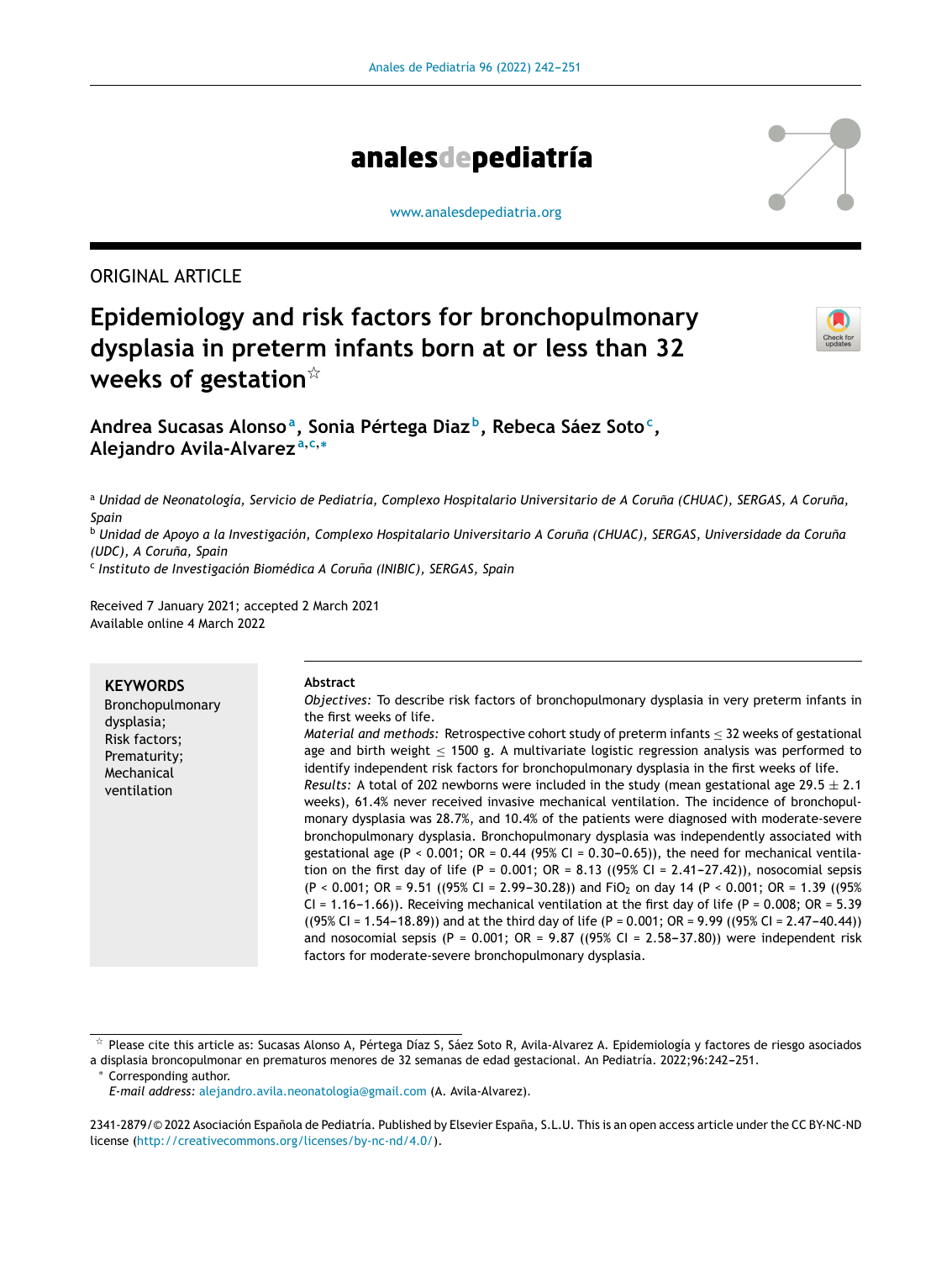ORIGINAL ARTICLE

# Epidemiology and risk factors for bronchopulmonary dysplasia in preterm infants born at or less than 32 weeks of gestation☆

**Andrea Sucasas Alonso**[a], **Sonia Pértega Diaz**[b], **Rebeca Sáez Soto**[c], **Alejandro Avila-Alvarez**[a,c,*]

[a] *Unidad de Neonatología, Servicio de Pediatría, Complexo Hospitalario Universitario de A Coruña (CHUAC), SERGAS, A Coruña, Spain*

[b] *Unidad de Apoyo a la Investigación, Complexo Hospitalario Universitario A Coruña (CHUAC), SERGAS, Universidade da Coruña (UDC), A Coruña, Spain*

[c] *Instituto de Investigación Biomédica A Coruña (INIBIC), SERGAS, Spain*

Received 7 January 2021; accepted 2 March 2021
Available online 4 March 2022

**KEYWORDS**
Bronchopulmonary dysplasia;
Risk factors;
Prematurity;
Mechanical ventilation

**Abstract**

*Objectives:* To describe risk factors of bronchopulmonary dysplasia in very preterm infants in the first weeks of life.

*Material and methods:* Retrospective cohort study of preterm infants $\leq$ 32 weeks of gestational age and birth weight $\leq$ 1500 g. A multivariate logistic regression analysis was performed to identify independent risk factors for bronchopulmonary dysplasia in the first weeks of life.

*Results:* A total of 202 newborns were included in the study (mean gestational age 29.5 $\pm$ 2.1 weeks), 61.4% never received invasive mechanical ventilation. The incidence of bronchopulmonary dysplasia was 28.7%, and 10.4% of the patients were diagnosed with moderate-severe bronchopulmonary dysplasia. Bronchopulmonary dysplasia was independently associated with gestational age (P < 0.001; OR = 0.44 (95% CI = 0.30–0.65)), the need for mechanical ventilation on the first day of life (P = 0.001; OR = 8.13 ((95% CI = 2.41–27.42)), nosocomial sepsis (P < 0.001; OR = 9.51 ((95% CI = 2.99–30.28)) and $FiO_2$ on day 14 (P < 0.001; OR = 1.39 ((95% CI = 1.16–1.66)). Receiving mechanical ventilation at the first day of life (P = 0.008; OR = 5.39 ((95% CI = 1.54–18.89)) and at the third day of life (P = 0.001; OR = 9.99 ((95% CI = 2.47–40.44)) and nosocomial sepsis (P = 0.001; OR = 9.87 ((95% CI = 2.58–37.80)) were independent risk factors for moderate-severe bronchopulmonary dysplasia.

☆ Please cite this article as: Sucasas Alonso A, Pértega Díaz S, Sáez Soto R, Avila-Alvarez A. Epidemiología y factores de riesgo asociados a displasia broncopulmonar en prematuros menores de 32 semanas de edad gestacional. An Pediatría. 2022;96:242–251.

\* Corresponding author.
*E-mail address:* alejandro.avila.neonatologia@gmail.com (A. Avila-Alvarez).

2341-2879/© 2022 Asociación Española de Pediatría. Published by Elsevier España, S.L.U. This is an open access article under the CC BY-NC-ND license (http://creativecommons.org/licenses/by-nc-nd/4.0/).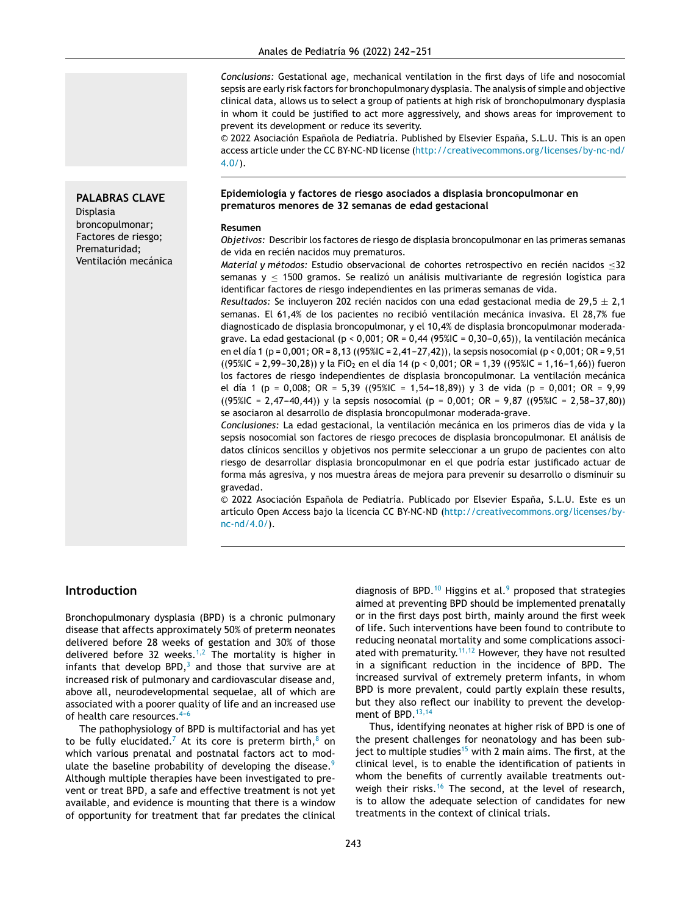*Conclusions:* Gestational age, mechanical ventilation in the first days of life and nosocomial sepsis are early risk factors for bronchopulmonary dysplasia. The analysis of simple and objective clinical data, allows us to select a group of patients at high risk of bronchopulmonary dysplasia in whom it could be justified to act more aggressively, and shows areas for improvement to prevent its development or reduce its severity.

© 2022 Asociación Española de Pediatría. Published by Elsevier España, S.L.U. This is an open access article under the CC BY-NC-ND license (http://creativecommons.org/licenses/by-nc-nd/4.0/).

**PALABRAS CLAVE**
Displasia broncopulmonar;
Factores de riesgo;
Prematuridad;
Ventilación mecánica

**Epidemiología y factores de riesgo asociados a displasia broncopulmonar en prematuros menores de 32 semanas de edad gestacional**

**Resumen**

*Objetivos:* Describir los factores de riesgo de displasia broncopulmonar en las primeras semanas de vida en recién nacidos muy prematuros.

*Material y métodos:* Estudio observacional de cohortes retrospectivo en recién nacidos $\leq$32 semanas y $\leq$ 1500 gramos. Se realizó un análisis multivariante de regresión logística para identificar factores de riesgo independientes en las primeras semanas de vida.

*Resultados:* Se incluyeron 202 recién nacidos con una edad gestacional media de 29,5 $\pm$ 2,1 semanas. El 61,4% de los pacientes no recibió ventilación mecánica invasiva. El 28,7% fue diagnosticado de displasia broncopulmonar, y el 10,4% de displasia broncopulmonar moderada-grave. La edad gestacional (p < 0,001; OR = 0,44 (95%IC = 0,30−0,65)), la ventilación mecánica en el día 1 (p = 0,001; OR = 8,13 ((95%IC = 2,41−27,42)), la sepsis nosocomial (p < 0,001; OR = 9,51 ((95%IC = 2,99−30,28)) y la $FiO_2$ en el día 14 (p < 0,001; OR = 1,39 ((95%IC = 1,16−1,66)) fueron los factores de riesgo independientes de displasia broncopulmonar. La ventilación mecánica el día 1 (p = 0,008; OR = 5,39 ((95%IC = 1,54−18,89)) y 3 de vida (p = 0,001; OR = 9,99 ((95%IC = 2,47−40,44)) y la sepsis nosocomial (p = 0,001; OR = 9,87 ((95%IC = 2,58−37,80)) se asociaron al desarrollo de displasia broncopulmonar moderada-grave.

*Conclusiones:* La edad gestacional, la ventilación mecánica en los primeros días de vida y la sepsis nosocomial son factores de riesgo precoces de displasia broncopulmonar. El análisis de datos clínicos sencillos y objetivos nos permite seleccionar a un grupo de pacientes con alto riesgo de desarrollar displasia broncopulmonar en el que podría estar justificado actuar de forma más agresiva, y nos muestra áreas de mejora para prevenir su desarrollo o disminuir su gravedad.

© 2022 Asociación Española de Pediatría. Publicado por Elsevier España, S.L.U. Este es un artículo Open Access bajo la licencia CC BY-NC-ND (http://creativecommons.org/licenses/by-nc-nd/4.0/).

## Introduction

Bronchopulmonary dysplasia (BPD) is a chronic pulmonary disease that affects approximately 50% of preterm neonates delivered before 28 weeks of gestation and 30% of those delivered before 32 weeks.[1,2] The mortality is higher in infants that develop BPD,[3] and those that survive are at increased risk of pulmonary and cardiovascular disease and, above all, neurodevelopmental sequelae, all of which are associated with a poorer quality of life and an increased use of health care resources.[4–6]

The pathophysiology of BPD is multifactorial and has yet to be fully elucidated.[7] At its core is preterm birth,[8] on which various prenatal and postnatal factors act to modulate the baseline probability of developing the disease.[9] Although multiple therapies have been investigated to prevent or treat BPD, a safe and effective treatment is not yet available, and evidence is mounting that there is a window of opportunity for treatment that far predates the clinical diagnosis of BPD.[10] Higgins et al.[9] proposed that strategies aimed at preventing BPD should be implemented prenatally or in the first days post birth, mainly around the first week of life. Such interventions have been found to contribute to reducing neonatal mortality and some complications associated with prematurity.[11,12] However, they have not resulted in a significant reduction in the incidence of BPD. The increased survival of extremely preterm infants, in whom BPD is more prevalent, could partly explain these results, but they also reflect our inability to prevent the development of BPD.[13,14]

Thus, identifying neonates at higher risk of BPD is one of the present challenges for neonatology and has been subject to multiple studies[15] with 2 main aims. The first, at the clinical level, is to enable the identification of patients in whom the benefits of currently available treatments outweigh their risks.[16] The second, at the level of research, is to allow the adequate selection of candidates for new treatments in the context of clinical trials.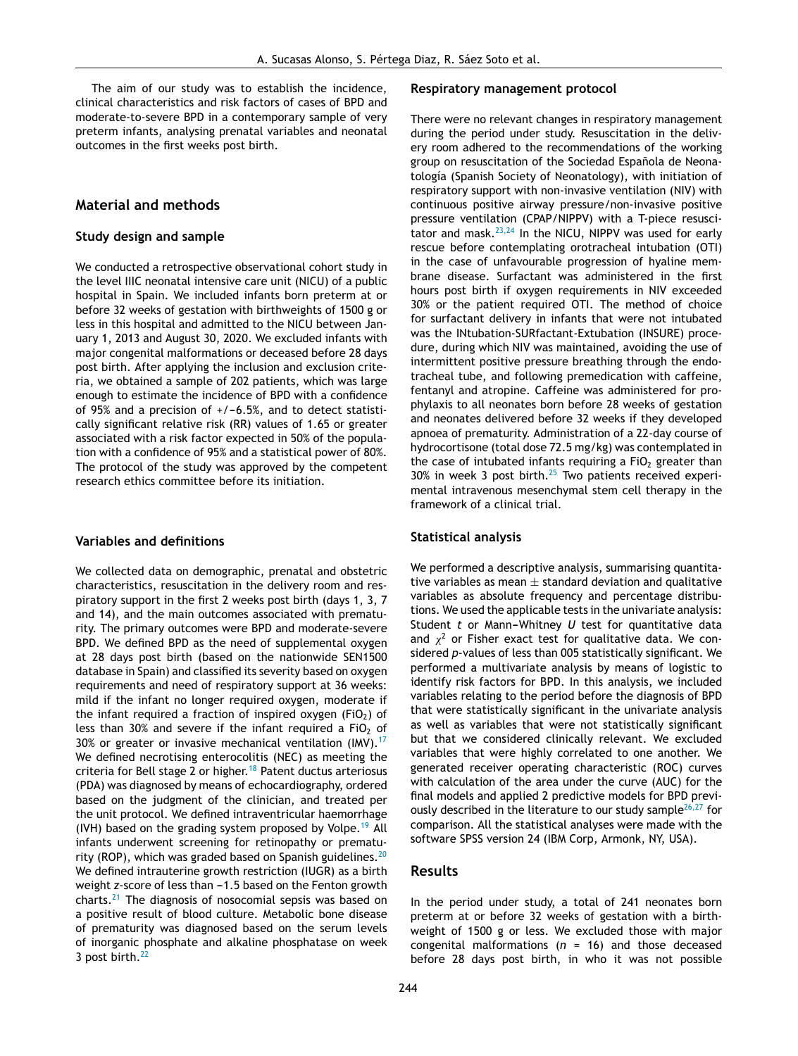The aim of our study was to establish the incidence, clinical characteristics and risk factors of cases of BPD and moderate-to-severe BPD in a contemporary sample of very preterm infants, analysing prenatal variables and neonatal outcomes in the first weeks post birth.

## Material and methods

### Study design and sample

We conducted a retrospective observational cohort study in the level IIIC neonatal intensive care unit (NICU) of a public hospital in Spain. We included infants born preterm at or before 32 weeks of gestation with birthweights of 1500 g or less in this hospital and admitted to the NICU between January 1, 2013 and August 30, 2020. We excluded infants with major congenital malformations or deceased before 28 days post birth. After applying the inclusion and exclusion criteria, we obtained a sample of 202 patients, which was large enough to estimate the incidence of BPD with a confidence of 95% and a precision of +/−6.5%, and to detect statistically significant relative risk (RR) values of 1.65 or greater associated with a risk factor expected in 50% of the population with a confidence of 95% and a statistical power of 80%. The protocol of the study was approved by the competent research ethics committee before its initiation.

### Variables and definitions

We collected data on demographic, prenatal and obstetric characteristics, resuscitation in the delivery room and respiratory support in the first 2 weeks post birth (days 1, 3, 7 and 14), and the main outcomes associated with prematurity. The primary outcomes were BPD and moderate-severe BPD. We defined BPD as the need of supplemental oxygen at 28 days post birth (based on the nationwide SEN1500 database in Spain) and classified its severity based on oxygen requirements and need of respiratory support at 36 weeks: mild if the infant no longer required oxygen, moderate if the infant required a fraction of inspired oxygen ($FiO_2$) of less than 30% and severe if the infant required a $FiO_2$ of 30% or greater or invasive mechanical ventilation (IMV).[17] We defined necrotising enterocolitis (NEC) as meeting the criteria for Bell stage 2 or higher.[18] Patent ductus arteriosus (PDA) was diagnosed by means of echocardiography, ordered based on the judgment of the clinician, and treated per the unit protocol. We defined intraventricular haemorrhage (IVH) based on the grading system proposed by Volpe.[19] All infants underwent screening for retinopathy or prematurity (ROP), which was graded based on Spanish guidelines.[20] We defined intrauterine growth restriction (IUGR) as a birth weight *z*-score of less than −1.5 based on the Fenton growth charts.[21] The diagnosis of nosocomial sepsis was based on a positive result of blood culture. Metabolic bone disease of prematurity was diagnosed based on the serum levels of inorganic phosphate and alkaline phosphatase on week 3 post birth.[22]

### Respiratory management protocol

There were no relevant changes in respiratory management during the period under study. Resuscitation in the delivery room adhered to the recommendations of the working group on resuscitation of the Sociedad Española de Neonatología (Spanish Society of Neonatology), with initiation of respiratory support with non-invasive ventilation (NIV) with continuous positive airway pressure/non-invasive positive pressure ventilation (CPAP/NIPPV) with a T-piece resuscitator and mask.[23,24] In the NICU, NIPPV was used for early rescue before contemplating orotracheal intubation (OTI) in the case of unfavourable progression of hyaline membrane disease. Surfactant was administered in the first hours post birth if oxygen requirements in NIV exceeded 30% or the patient required OTI. The method of choice for surfactant delivery in infants that were not intubated was the INtubation-SURfactant-Extubation (INSURE) procedure, during which NIV was maintained, avoiding the use of intermittent positive pressure breathing through the endotracheal tube, and following premedication with caffeine, fentanyl and atropine. Caffeine was administered for prophylaxis to all neonates born before 28 weeks of gestation and neonates delivered before 32 weeks if they developed apnoea of prematurity. Administration of a 22-day course of hydrocortisone (total dose 72.5 mg/kg) was contemplated in the case of intubated infants requiring a $FiO_2$ greater than 30% in week 3 post birth.[25] Two patients received experimental intravenous mesenchymal stem cell therapy in the framework of a clinical trial.

### Statistical analysis

We performed a descriptive analysis, summarising quantitative variables as mean ± standard deviation and qualitative variables as absolute frequency and percentage distributions. We used the applicable tests in the univariate analysis: Student *t* or Mann−Whitney *U* test for quantitative data and $\chi^2$ or Fisher exact test for qualitative data. We considered *p*-values of less than 005 statistically significant. We performed a multivariate analysis by means of logistic to identify risk factors for BPD. In this analysis, we included variables relating to the period before the diagnosis of BPD that were statistically significant in the univariate analysis as well as variables that were not statistically significant but that we considered clinically relevant. We excluded variables that were highly correlated to one another. We generated receiver operating characteristic (ROC) curves with calculation of the area under the curve (AUC) for the final models and applied 2 predictive models for BPD previously described in the literature to our study sample[26,27] for comparison. All the statistical analyses were made with the software SPSS version 24 (IBM Corp, Armonk, NY, USA).

## Results

In the period under study, a total of 241 neonates born preterm at or before 32 weeks of gestation with a birthweight of 1500 g or less. We excluded those with major congenital malformations ($n$ = 16) and those deceased before 28 days post birth, in who it was not possible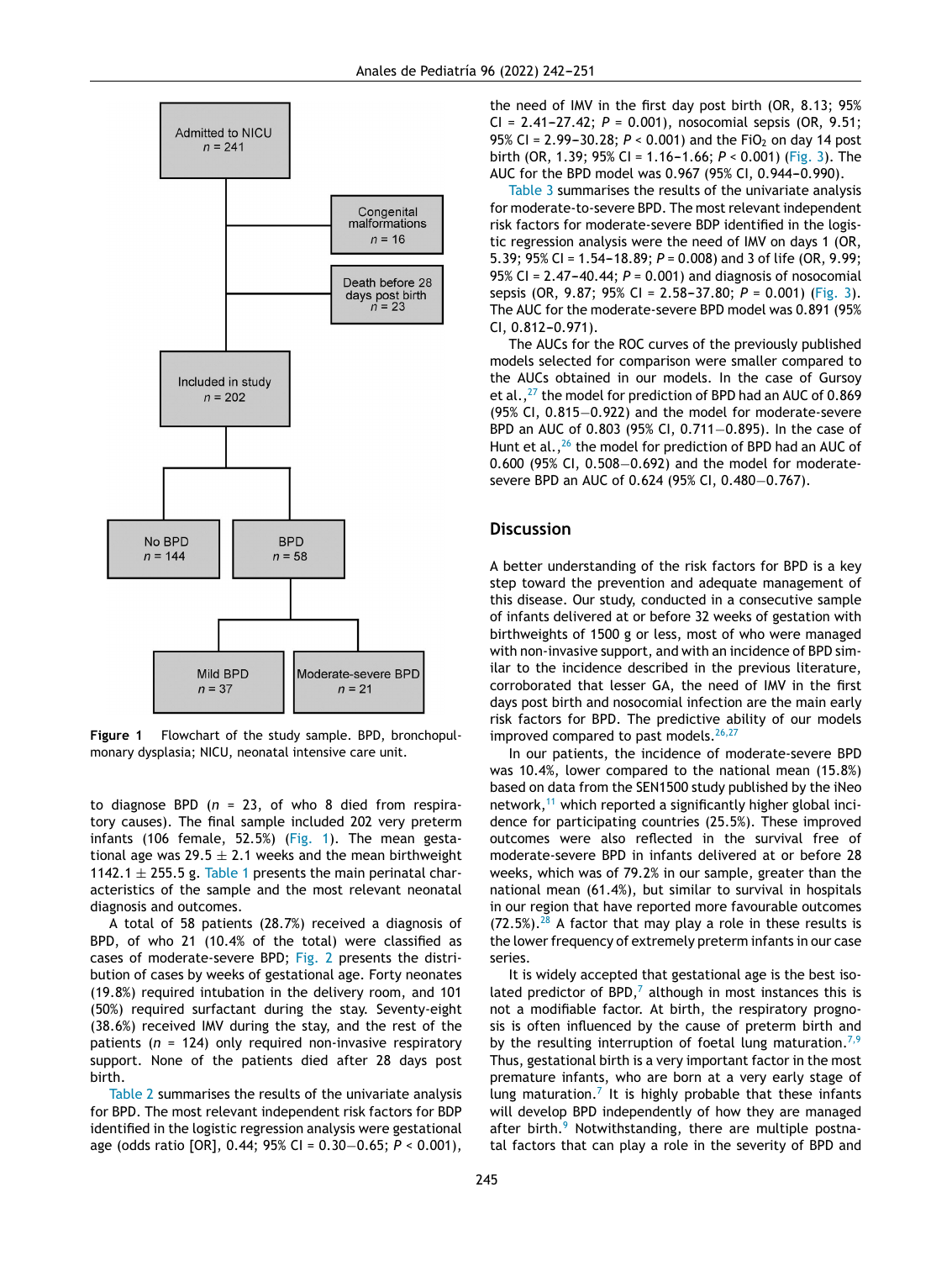Admitted to NICU
n = 241

Congenital malformations
n = 16

Death before 28 days post birth
n = 23

Included in study
n = 202

No BPD
n = 144

BPD
n = 58

Mild BPD
n = 37

Moderate-severe BPD
n = 21

**Figure 1** Flowchart of the study sample. BPD, bronchopulmonary dysplasia; NICU, neonatal intensive care unit.

to diagnose BPD (n = 23, of who 8 died from respiratory causes). The final sample included 202 very preterm infants (106 female, 52.5%) (Fig. 1). The mean gestational age was 29.5 ± 2.1 weeks and the mean birthweight 1142.1 ± 255.5 g. Table 1 presents the main perinatal characteristics of the sample and the most relevant neonatal diagnosis and outcomes.

A total of 58 patients (28.7%) received a diagnosis of BPD, of who 21 (10.4% of the total) were classified as cases of moderate-severe BPD; Fig. 2 presents the distribution of cases by weeks of gestational age. Forty neonates (19.8%) required intubation in the delivery room, and 101 (50%) required surfactant during the stay. Seventy-eight (38.6%) received IMV during the stay, and the rest of the patients (n = 124) only required non-invasive respiratory support. None of the patients died after 28 days post birth.

Table 2 summarises the results of the univariate analysis for BPD. The most relevant independent risk factors for BDP identified in the logistic regression analysis were gestational age (odds ratio [OR], 0.44; 95% CI = 0.30–0.65; $P < 0.001$), the need of IMV in the first day post birth (OR, 8.13; 95% CI = 2.41–27.42; $P = 0.001$), nosocomial sepsis (OR, 9.51; 95% CI = 2.99–30.28; $P < 0.001$) and the $FiO_2$ on day 14 post birth (OR, 1.39; 95% CI = 1.16–1.66; $P < 0.001$) (Fig. 3). The AUC for the BPD model was 0.967 (95% CI, 0.944–0.990).

Table 3 summarises the results of the univariate analysis for moderate-to-severe BPD. The most relevant independent risk factors for moderate-severe BDP identified in the logistic regression analysis were the need of IMV on days 1 (OR, 5.39; 95% CI = 1.54–18.89; $P = 0.008$) and 3 of life (OR, 9.99; 95% CI = 2.47–40.44; $P = 0.001$) and diagnosis of nosocomial sepsis (OR, 9.87; 95% CI = 2.58–37.80; $P = 0.001$) (Fig. 3). The AUC for the moderate-severe BPD model was 0.891 (95% CI, 0.812–0.971).

The AUCs for the ROC curves of the previously published models selected for comparison were smaller compared to the AUCs obtained in our models. In the case of Gursoy et al.,[27] the model for prediction of BPD had an AUC of 0.869 (95% CI, 0.815–0.922) and the model for moderate-severe BPD an AUC of 0.803 (95% CI, 0.711–0.895). In the case of Hunt et al.,[26] the model for prediction of BPD had an AUC of 0.600 (95% CI, 0.508–0.692) and the model for moderate-severe BPD an AUC of 0.624 (95% CI, 0.480–0.767).

## Discussion

A better understanding of the risk factors for BPD is a key step toward the prevention and adequate management of this disease. Our study, conducted in a consecutive sample of infants delivered at or before 32 weeks of gestation with birthweights of 1500 g or less, most of who were managed with non-invasive support, and with an incidence of BPD similar to the incidence described in the previous literature, corroborated that lesser GA, the need of IMV in the first days post birth and nosocomial infection are the main early risk factors for BPD. The predictive ability of our models improved compared to past models.[26,27]

In our patients, the incidence of moderate-severe BPD was 10.4%, lower compared to the national mean (15.8%) based on data from the SEN1500 study published by the iNeo network,[11] which reported a significantly higher global incidence for participating countries (25.5%). These improved outcomes were also reflected in the survival free of moderate-severe BPD in infants delivered at or before 28 weeks, which was of 79.2% in our sample, greater than the national mean (61.4%), but similar to survival in hospitals in our region that have reported more favourable outcomes (72.5%).[28] A factor that may play a role in these results is the lower frequency of extremely preterm infants in our case series.

It is widely accepted that gestational age is the best isolated predictor of BPD,[7] although in most instances this is not a modifiable factor. At birth, the respiratory prognosis is often influenced by the cause of preterm birth and by the resulting interruption of foetal lung maturation.[7,9] Thus, gestational birth is a very important factor in the most premature infants, who are born at a very early stage of lung maturation.[7] It is highly probable that these infants will develop BPD independently of how they are managed after birth.[9] Notwithstanding, there are multiple postnatal factors that can play a role in the severity of BPD and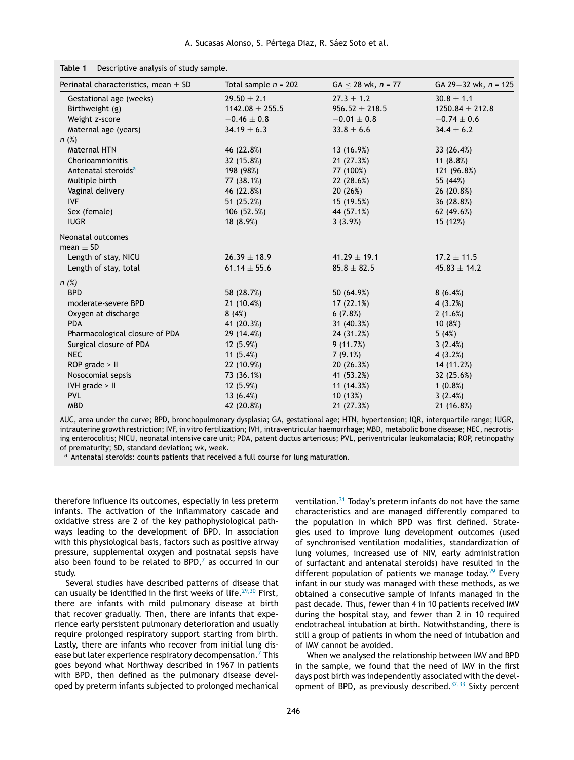**Table 1** Descriptive analysis of study sample.

| Perinatal characteristics, mean ± SD | Total sample n = 202 | GA ≤ 28 wk, n = 77 | GA 29–32 wk, n = 125 |
|---|---|---|---|
| Gestational age (weeks) | 29.50 ± 2.1 | 27.3 ± 1.2 | 30.8 ± 1.1 |
| Birthweight (g) | 1142.08 ± 255.5 | 956.52 ± 218.5 | 1250.84 ± 212.8 |
| Weight z-score | −0.46 ± 0.8 | −0.01 ± 0.8 | −0.74 ± 0.6 |
| Maternal age (years) | 34.19 ± 6.3 | 33.8 ± 6.6 | 34.4 ± 6.2 |
| n (%) | | | |
| Maternal HTN | 46 (22.8%) | 13 (16.9%) | 33 (26.4%) |
| Chorioamnionitis | 32 (15.8%) | 21 (27.3%) | 11 (8.8%) |
| Antenatal steroids[a] | 198 (98%) | 77 (100%) | 121 (96.8%) |
| Multiple birth | 77 (38.1%) | 22 (28.6%) | 55 (44%) |
| Vaginal delivery | 46 (22.8%) | 20 (26%) | 26 (20.8%) |
| IVF | 51 (25.2%) | 15 (19.5%) | 36 (28.8%) |
| Sex (female) | 106 (52.5%) | 44 (57.1%) | 62 (49.6%) |
| IUGR | 18 (8.9%) | 3 (3.9%) | 15 (12%) |
| Neonatal outcomes | | | |
| mean ± SD | | | |
| Length of stay, NICU | 26.39 ± 18.9 | 41.29 ± 19.1 | 17.2 ± 11.5 |
| Length of stay, total | 61.14 ± 55.6 | 85.8 ± 82.5 | 45.83 ± 14.2 |
| n (%) | | | |
| BPD | 58 (28.7%) | 50 (64.9%) | 8 (6.4%) |
| moderate-severe BPD | 21 (10.4%) | 17 (22.1%) | 4 (3.2%) |
| Oxygen at discharge | 8 (4%) | 6 (7.8%) | 2 (1.6%) |
| PDA | 41 (20.3%) | 31 (40.3%) | 10 (8%) |
| Pharmacological closure of PDA | 29 (14.4%) | 24 (31.2%) | 5 (4%) |
| Surgical closure of PDA | 12 (5.9%) | 9 (11.7%) | 3 (2.4%) |
| NEC | 11 (5.4%) | 7 (9.1%) | 4 (3.2%) |
| ROP grade > II | 22 (10.9%) | 20 (26.3%) | 14 (11.2%) |
| Nosocomial sepsis | 73 (36.1%) | 41 (53.2%) | 32 (25.6%) |
| IVH grade > II | 12 (5.9%) | 11 (14.3%) | 1 (0.8%) |
| PVL | 13 (6.4%) | 10 (13%) | 3 (2.4%) |
| MBD | 42 (20.8%) | 21 (27.3%) | 21 (16.8%) |

AUC, area under the curve; BPD, bronchopulmonary dysplasia; GA, gestational age; HTN, hypertension; IQR, interquartile range; IUGR, intrauterine growth restriction; IVF, in vitro fertilization; IVH, intraventricular haemorrhage; MBD, metabolic bone disease; NEC, necrotising enterocolitis; NICU, neonatal intensive care unit; PDA, patent ductus arteriosus; PVL, periventricular leukomalacia; ROP, retinopathy of prematurity; SD, standard deviation; wk, week.

[a] Antenatal steroids: counts patients that received a full course for lung maturation.

therefore influence its outcomes, especially in less preterm infants. The activation of the inflammatory cascade and oxidative stress are 2 of the key pathophysiological pathways leading to the development of BPD. In association with this physiological basis, factors such as positive airway pressure, supplemental oxygen and postnatal sepsis have also been found to be related to BPD,[7] as occurred in our study.

Several studies have described patterns of disease that can usually be identified in the first weeks of life.[29,30] First, there are infants with mild pulmonary disease at birth that recover gradually. Then, there are infants that experience early persistent pulmonary deterioration and usually require prolonged respiratory support starting from birth. Lastly, there are infants who recover from initial lung disease but later experience respiratory decompensation.[7] This goes beyond what Northway described in 1967 in patients with BPD, then defined as the pulmonary disease developed by preterm infants subjected to prolonged mechanical ventilation.[31] Today's preterm infants do not have the same characteristics and are managed differently compared to the population in which BPD was first defined. Strategies used to improve lung development outcomes (used of synchronised ventilation modalities, standardization of lung volumes, increased use of NIV, early administration of surfactant and antenatal steroids) have resulted in the different population of patients we manage today.[29] Every infant in our study was managed with these methods, as we obtained a consecutive sample of infants managed in the past decade. Thus, fewer than 4 in 10 patients received IMV during the hospital stay, and fewer than 2 in 10 required endotracheal intubation at birth. Notwithstanding, there is still a group of patients in whom the need of intubation and of IMV cannot be avoided.

When we analysed the relationship between IMV and BPD in the sample, we found that the need of IMV in the first days post birth was independently associated with the development of BPD, as previously described.[32,33] Sixty percent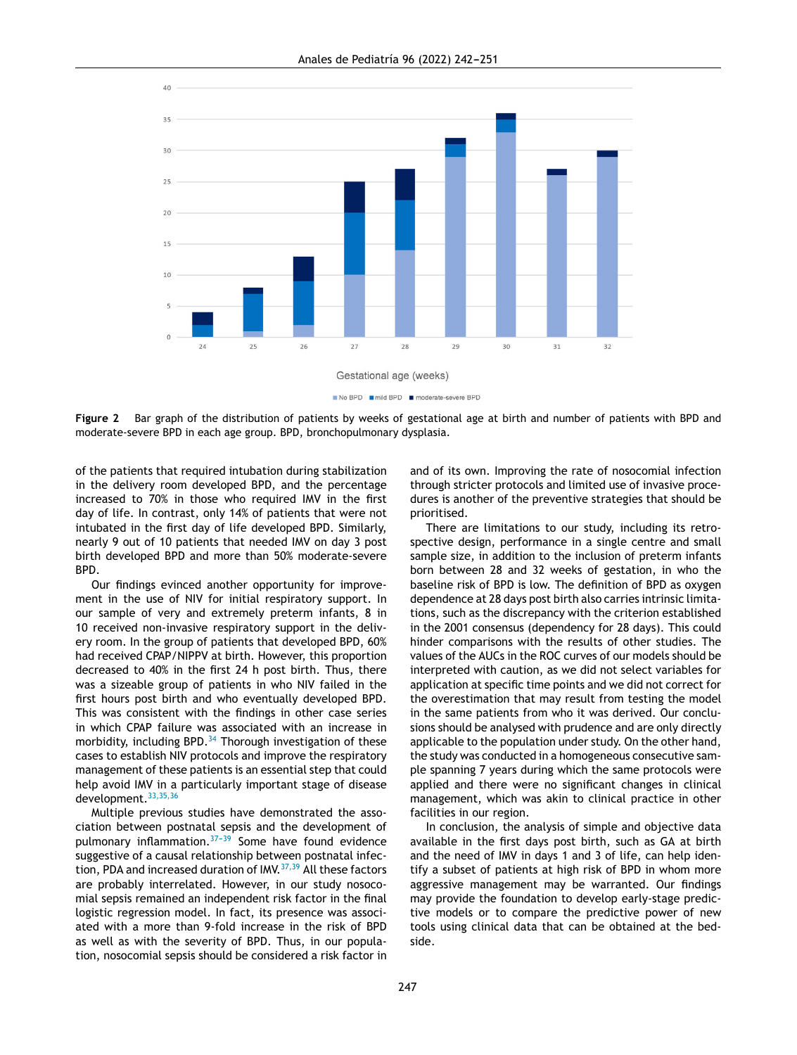Figure 2 Bar graph of the distribution of patients by weeks of gestational age at birth and number of patients with BPD and moderate-severe BPD in each age group. BPD, bronchopulmonary dysplasia.

of the patients that required intubation during stabilization in the delivery room developed BPD, and the percentage increased to 70% in those who required IMV in the first day of life. In contrast, only 14% of patients that were not intubated in the first day of life developed BPD. Similarly, nearly 9 out of 10 patients that needed IMV on day 3 post birth developed BPD and more than 50% moderate-severe BPD.

Our findings evinced another opportunity for improvement in the use of NIV for initial respiratory support. In our sample of very and extremely preterm infants, 8 in 10 received non-invasive respiratory support in the delivery room. In the group of patients that developed BPD, 60% had received CPAP/NIPPV at birth. However, this proportion decreased to 40% in the first 24 h post birth. Thus, there was a sizeable group of patients in who NIV failed in the first hours post birth and who eventually developed BPD. This was consistent with the findings in other case series in which CPAP failure was associated with an increase in morbidity, including BPD.[34] Thorough investigation of these cases to establish NIV protocols and improve the respiratory management of these patients is an essential step that could help avoid IMV in a particularly important stage of disease development.[33,35,36]

Multiple previous studies have demonstrated the association between postnatal sepsis and the development of pulmonary inflammation.[37–39] Some have found evidence suggestive of a causal relationship between postnatal infection, PDA and increased duration of IMV.[37,39] All these factors are probably interrelated. However, in our study nosocomial sepsis remained an independent risk factor in the final logistic regression model. In fact, its presence was associated with a more than 9-fold increase in the risk of BPD as well as with the severity of BPD. Thus, in our population, nosocomial sepsis should be considered a risk factor in and of its own. Improving the rate of nosocomial infection through stricter protocols and limited use of invasive procedures is another of the preventive strategies that should be prioritised.

There are limitations to our study, including its retrospective design, performance in a single centre and small sample size, in addition to the inclusion of preterm infants born between 28 and 32 weeks of gestation, in who the baseline risk of BPD is low. The definition of BPD as oxygen dependence at 28 days post birth also carries intrinsic limitations, such as the discrepancy with the criterion established in the 2001 consensus (dependency for 28 days). This could hinder comparisons with the results of other studies. The values of the AUCs in the ROC curves of our models should be interpreted with caution, as we did not select variables for application at specific time points and we did not correct for the overestimation that may result from testing the model in the same patients from who it was derived. Our conclusions should be analysed with prudence and are only directly applicable to the population under study. On the other hand, the study was conducted in a homogeneous consecutive sample spanning 7 years during which the same protocols were applied and there were no significant changes in clinical management, which was akin to clinical practice in other facilities in our region.

In conclusion, the analysis of simple and objective data available in the first days post birth, such as GA at birth and the need of IMV in days 1 and 3 of life, can help identify a subset of patients at high risk of BPD in whom more aggressive management may be warranted. Our findings may provide the foundation to develop early-stage predictive models or to compare the predictive power of new tools using clinical data that can be obtained at the bedside.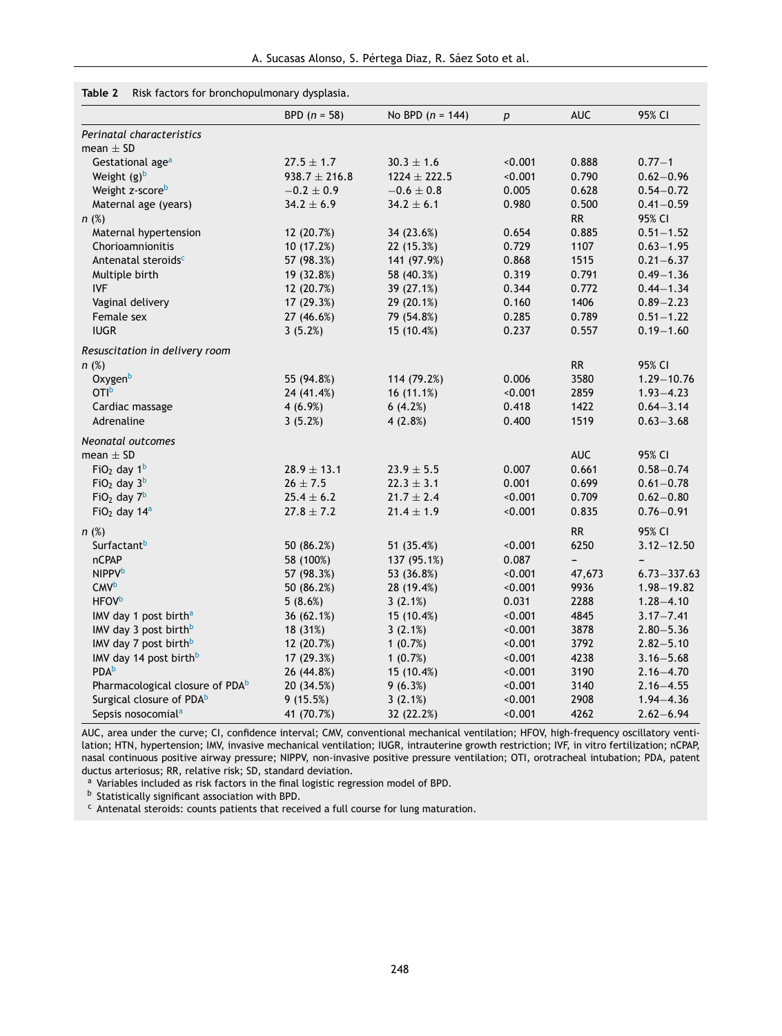**Table 2** Risk factors for bronchopulmonary dysplasia.

| | BPD ($n$ = 58) | No BPD ($n$ = 144) | $p$ | AUC | 95% CI |
|---|---|---|---|---|---|
| *Perinatal characteristics* | | | | | |
| mean ± SD | | | | | |
| Gestational age[a] | 27.5 ± 1.7 | 30.3 ± 1.6 | <0.001 | 0.888 | 0.77−1 |
| Weight (g)[b] | 938.7 ± 216.8 | 1224 ± 222.5 | <0.001 | 0.790 | 0.62−0.96 |
| Weight z-score[b] | −0.2 ± 0.9 | −0.6 ± 0.8 | 0.005 | 0.628 | 0.54−0.72 |
| Maternal age (years) | 34.2 ± 6.9 | 34.2 ± 6.1 | 0.980 | 0.500 | 0.41−0.59 |
| $n$ (%) | | | | RR | 95% CI |
| Maternal hypertension | 12 (20.7%) | 34 (23.6%) | 0.654 | 0.885 | 0.51−1.52 |
| Chorioamnionitis | 10 (17.2%) | 22 (15.3%) | 0.729 | 1107 | 0.63−1.95 |
| Antenatal steroids[c] | 57 (98.3%) | 141 (97.9%) | 0.868 | 1515 | 0.21−6.37 |
| Multiple birth | 19 (32.8%) | 58 (40.3%) | 0.319 | 0.791 | 0.49−1.36 |
| IVF | 12 (20.7%) | 39 (27.1%) | 0.344 | 0.772 | 0.44−1.34 |
| Vaginal delivery | 17 (29.3%) | 29 (20.1%) | 0.160 | 1406 | 0.89−2.23 |
| Female sex | 27 (46.6%) | 79 (54.8%) | 0.285 | 0.789 | 0.51−1.22 |
| IUGR | 3 (5.2%) | 15 (10.4%) | 0.237 | 0.557 | 0.19−1.60 |
| *Resuscitation in delivery room* | | | | | |
| $n$ (%) | | | | RR | 95% CI |
| Oxygen[b] | 55 (94.8%) | 114 (79.2%) | 0.006 | 3580 | 1.29−10.76 |
| OTI[b] | 24 (41.4%) | 16 (11.1%) | <0.001 | 2859 | 1.93−4.23 |
| Cardiac massage | 4 (6.9%) | 6 (4.2%) | 0.418 | 1422 | 0.64−3.14 |
| Adrenaline | 3 (5.2%) | 4 (2.8%) | 0.400 | 1519 | 0.63−3.68 |
| *Neonatal outcomes* | | | | | |
| mean ± SD | | | | AUC | 95% CI |
| $FiO_2$ day 1[b] | 28.9 ± 13.1 | 23.9 ± 5.5 | 0.007 | 0.661 | 0.58−0.74 |
| $FiO_2$ day 3[b] | 26 ± 7.5 | 22.3 ± 3.1 | 0.001 | 0.699 | 0.61−0.78 |
| $FiO_2$ day 7[b] | 25.4 ± 6.2 | 21.7 ± 2.4 | <0.001 | 0.709 | 0.62−0.80 |
| $FiO_2$ day 14[a] | 27.8 ± 7.2 | 21.4 ± 1.9 | <0.001 | 0.835 | 0.76−0.91 |
| $n$ (%) | | | | RR | 95% CI |
| Surfactant[b] | 50 (86.2%) | 51 (35.4%) | <0.001 | 6250 | 3.12−12.50 |
| nCPAP | 58 (100%) | 137 (95.1%) | 0.087 | – | – |
| NIPPV[b] | 57 (98.3%) | 53 (36.8%) | <0.001 | 47,673 | 6.73−337.63 |
| CMV[b] | 50 (86.2%) | 28 (19.4%) | <0.001 | 9936 | 1.98−19.82 |
| HFOV[b] | 5 (8.6%) | 3 (2.1%) | 0.031 | 2288 | 1.28−4.10 |
| IMV day 1 post birth[a] | 36 (62.1%) | 15 (10.4%) | <0.001 | 4845 | 3.17−7.41 |
| IMV day 3 post birth[b] | 18 (31%) | 3 (2.1%) | <0.001 | 3878 | 2.80−5.36 |
| IMV day 7 post birth[b] | 12 (20.7%) | 1 (0.7%) | <0.001 | 3792 | 2.82−5.10 |
| IMV day 14 post birth[b] | 17 (29.3%) | 1 (0.7%) | <0.001 | 4238 | 3.16−5.68 |
| PDA[b] | 26 (44.8%) | 15 (10.4%) | <0.001 | 3190 | 2.16−4.70 |
| Pharmacological closure of PDA[b] | 20 (34.5%) | 9 (6.3%) | <0.001 | 3140 | 2.16−4.55 |
| Surgical closure of PDA[b] | 9 (15.5%) | 3 (2.1%) | <0.001 | 2908 | 1.94−4.36 |
| Sepsis nosocomial[a] | 41 (70.7%) | 32 (22.2%) | <0.001 | 4262 | 2.62−6.94 |

AUC, area under the curve; CI, confidence interval; CMV, conventional mechanical ventilation; HFOV, high-frequency oscillatory ventilation; HTN, hypertension; IMV, invasive mechanical ventilation; IUGR, intrauterine growth restriction; IVF, in vitro fertilization; nCPAP, nasal continuous positive airway pressure; NIPPV, non-invasive positive pressure ventilation; OTI, orotracheal intubation; PDA, patent ductus arteriosus; RR, relative risk; SD, standard deviation.

[a] Variables included as risk factors in the final logistic regression model of BPD.

[b] Statistically significant association with BPD.

[c] Antenatal steroids: counts patients that received a full course for lung maturation.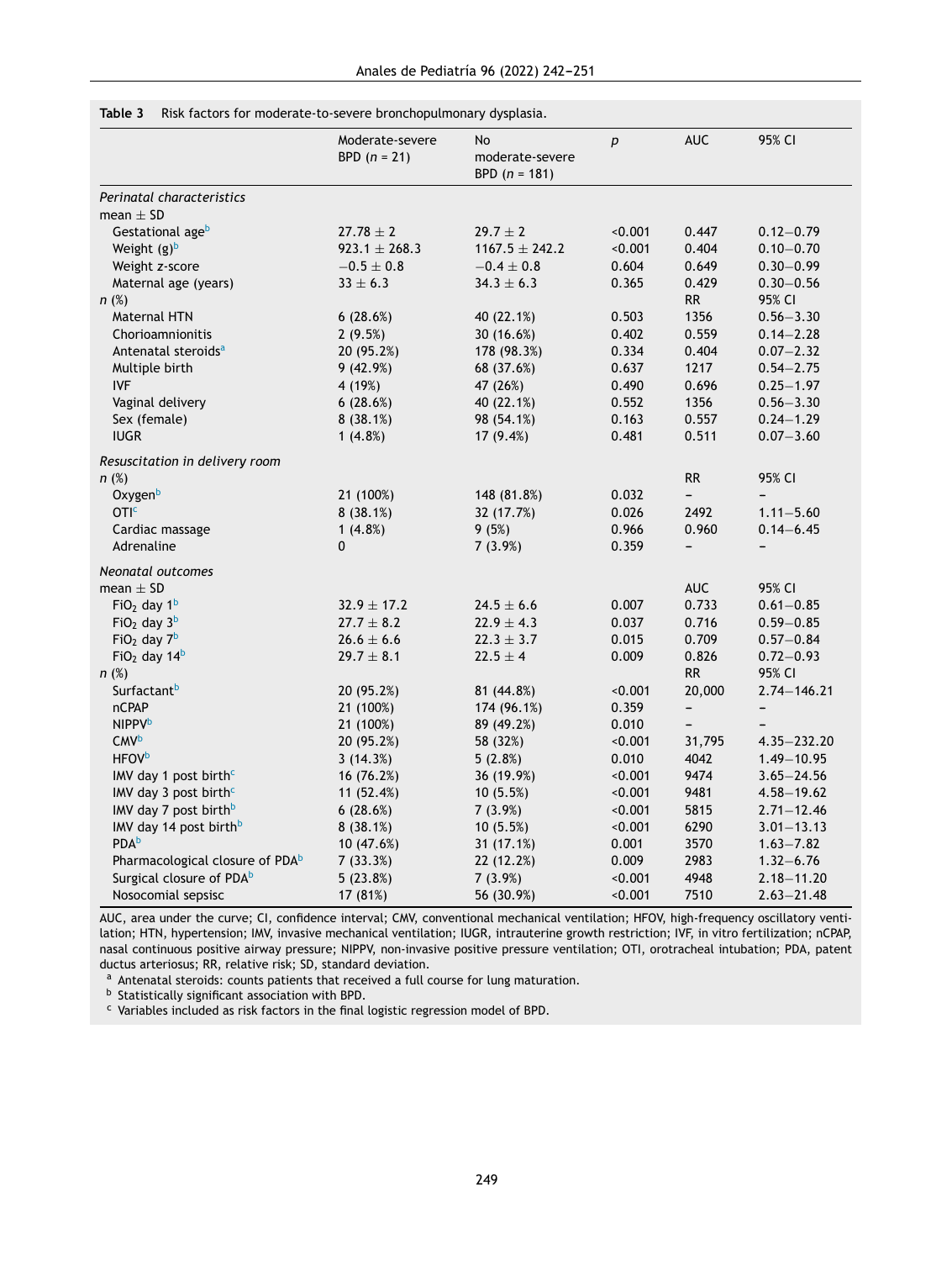**Table 3** Risk factors for moderate-to-severe bronchopulmonary dysplasia.

| | Moderate-severe BPD ($n$ = 21) | No moderate-severe BPD ($n$ = 181) | $p$ | AUC | 95% CI |
|---|---|---|---|---|---|
| *Perinatal characteristics* | | | | | |
| mean ± SD | | | | | |
| Gestational age[b] | 27.78 ± 2 | 29.7 ± 2 | <0.001 | 0.447 | 0.12–0.79 |
| Weight (g)[b] | 923.1 ± 268.3 | 1167.5 ± 242.2 | <0.001 | 0.404 | 0.10–0.70 |
| Weight z-score | −0.5 ± 0.8 | −0.4 ± 0.8 | 0.604 | 0.649 | 0.30–0.99 |
| Maternal age (years) | 33 ± 6.3 | 34.3 ± 6.3 | 0.365 | 0.429 | 0.30–0.56 |
| $n$ (%) | | | | RR | 95% CI |
| Maternal HTN | 6 (28.6%) | 40 (22.1%) | 0.503 | 1356 | 0.56–3.30 |
| Chorioamnionitis | 2 (9.5%) | 30 (16.6%) | 0.402 | 0.559 | 0.14–2.28 |
| Antenatal steroids[a] | 20 (95.2%) | 178 (98.3%) | 0.334 | 0.404 | 0.07–2.32 |
| Multiple birth | 9 (42.9%) | 68 (37.6%) | 0.637 | 1217 | 0.54–2.75 |
| IVF | 4 (19%) | 47 (26%) | 0.490 | 0.696 | 0.25–1.97 |
| Vaginal delivery | 6 (28.6%) | 40 (22.1%) | 0.552 | 1356 | 0.56–3.30 |
| Sex (female) | 8 (38.1%) | 98 (54.1%) | 0.163 | 0.557 | 0.24–1.29 |
| IUGR | 1 (4.8%) | 17 (9.4%) | 0.481 | 0.511 | 0.07–3.60 |
| *Resuscitation in delivery room* | | | | | |
| $n$ (%) | | | | RR | 95% CI |
| Oxygen[b] | 21 (100%) | 148 (81.8%) | 0.032 | – | – |
| OTI[c] | 8 (38.1%) | 32 (17.7%) | 0.026 | 2492 | 1.11–5.60 |
| Cardiac massage | 1 (4.8%) | 9 (5%) | 0.966 | 0.960 | 0.14–6.45 |
| Adrenaline | 0 | 7 (3.9%) | 0.359 | – | – |
| *Neonatal outcomes* | | | | | |
| mean ± SD | | | | AUC | 95% CI |
| $FiO_2$ day 1[b] | 32.9 ± 17.2 | 24.5 ± 6.6 | 0.007 | 0.733 | 0.61–0.85 |
| $FiO_2$ day 3[b] | 27.7 ± 8.2 | 22.9 ± 4.3 | 0.037 | 0.716 | 0.59–0.85 |
| $FiO_2$ day 7[b] | 26.6 ± 6.6 | 22.3 ± 3.7 | 0.015 | 0.709 | 0.57–0.84 |
| $FiO_2$ day 14[b] | 29.7 ± 8.1 | 22.5 ± 4 | 0.009 | 0.826 | 0.72–0.93 |
| $n$ (%) | | | | RR | 95% CI |
| Surfactant[b] | 20 (95.2%) | 81 (44.8%) | <0.001 | 20,000 | 2.74–146.21 |
| nCPAP | 21 (100%) | 174 (96.1%) | 0.359 | – | – |
| NIPPV[b] | 21 (100%) | 89 (49.2%) | 0.010 | – | – |
| CMV[b] | 20 (95.2%) | 58 (32%) | <0.001 | 31,795 | 4.35–232.20 |
| HFOV[b] | 3 (14.3%) | 5 (2.8%) | 0.010 | 4042 | 1.49–10.95 |
| IMV day 1 post birth[c] | 16 (76.2%) | 36 (19.9%) | <0.001 | 9474 | 3.65–24.56 |
| IMV day 3 post birth[c] | 11 (52.4%) | 10 (5.5%) | <0.001 | 9481 | 4.58–19.62 |
| IMV day 7 post birth[b] | 6 (28.6%) | 7 (3.9%) | <0.001 | 5815 | 2.71–12.46 |
| IMV day 14 post birth[b] | 8 (38.1%) | 10 (5.5%) | <0.001 | 6290 | 3.01–13.13 |
| PDA[b] | 10 (47.6%) | 31 (17.1%) | 0.001 | 3570 | 1.63–7.82 |
| Pharmacological closure of PDA[b] | 7 (33.3%) | 22 (12.2%) | 0.009 | 2983 | 1.32–6.76 |
| Surgical closure of PDA[b] | 5 (23.8%) | 7 (3.9%) | <0.001 | 4948 | 2.18–11.20 |
| Nosocomial sepsisc | 17 (81%) | 56 (30.9%) | <0.001 | 7510 | 2.63–21.48 |

AUC, area under the curve; CI, confidence interval; CMV, conventional mechanical ventilation; HFOV, high-frequency oscillatory ventilation; HTN, hypertension; IMV, invasive mechanical ventilation; IUGR, intrauterine growth restriction; IVF, in vitro fertilization; nCPAP, nasal continuous positive airway pressure; NIPPV, non-invasive positive pressure ventilation; OTI, orotracheal intubation; PDA, patent ductus arteriosus; RR, relative risk; SD, standard deviation.

[a] Antenatal steroids: counts patients that received a full course for lung maturation.

[b] Statistically significant association with BPD.

[c] Variables included as risk factors in the final logistic regression model of BPD.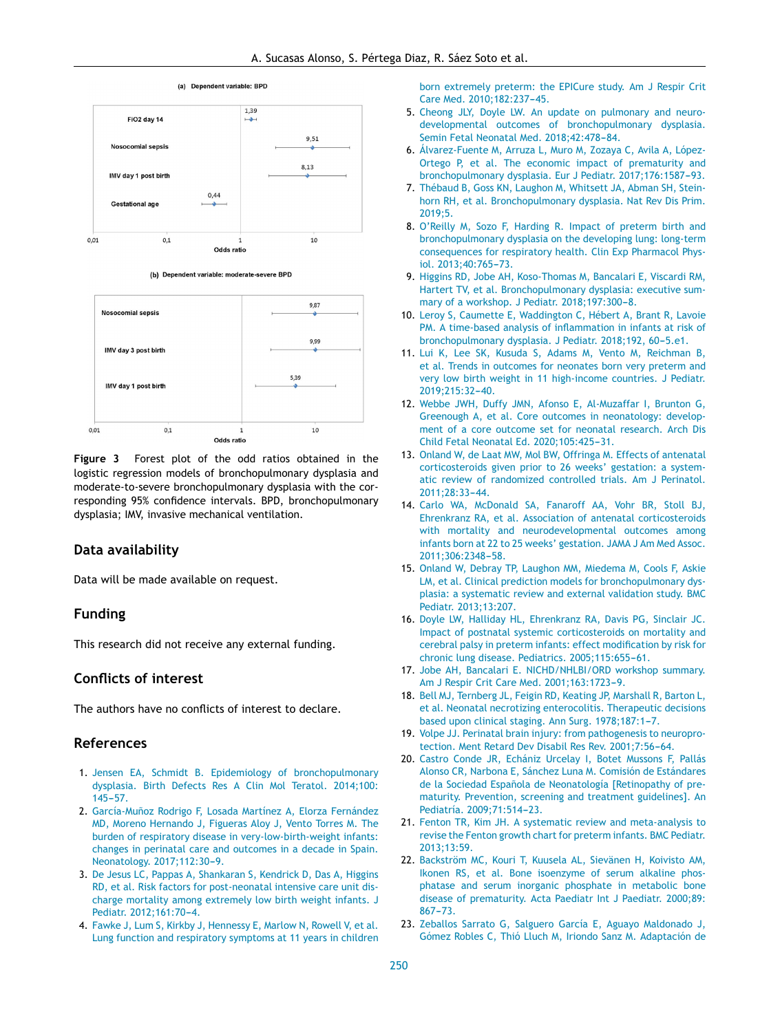(a) Dependent variable: BPD

| Variable | Odds ratio |
|---|---|
| FiO2 day 14 | 1,39 |
| Nosocomial sepsis | 9,51 |
| IMV day 1 post birth | 8,13 |
| Gestational age | 0,44 |

(b) Dependent variable: moderate-severe BPD

| Variable | Odds ratio |
|---|---|
| Nosocomial sepsis | 9,87 |
| IMV day 3 post birth | 9,99 |
| IMV day 1 post birth | 5,39 |

**Figure 3** Forest plot of the odd ratios obtained in the logistic regression models of bronchopulmonary dysplasia and moderate-to-severe bronchopulmonary dysplasia with the corresponding 95% confidence intervals. BPD, bronchopulmonary dysplasia; IMV, invasive mechanical ventilation.

## Data availability

Data will be made available on request.

## Funding

This research did not receive any external funding.

## Conflicts of interest

The authors have no conflicts of interest to declare.

## References

1. Jensen EA, Schmidt B. Epidemiology of bronchopulmonary dysplasia. Birth Defects Res A Clin Mol Teratol. 2014;100: 145–57.
2. García-Muñoz Rodrigo F, Losada Martínez A, Elorza Fernández MD, Moreno Hernando J, Figueras Aloy J, Vento Torres M. The burden of respiratory disease in very-low-birth-weight infants: changes in perinatal care and outcomes in a decade in Spain. Neonatology. 2017;112:30–9.
3. De Jesus LC, Pappas A, Shankaran S, Kendrick D, Das A, Higgins RD, et al. Risk factors for post-neonatal intensive care unit discharge mortality among extremely low birth weight infants. J Pediatr. 2012;161:70–4.
4. Fawke J, Lum S, Kirkby J, Hennessy E, Marlow N, Rowell V, et al. Lung function and respiratory symptoms at 11 years in children born extremely preterm: the EPICure study. Am J Respir Crit Care Med. 2010;182:237–45.
5. Cheong JLY, Doyle LW. An update on pulmonary and neurodevelopmental outcomes of bronchopulmonary dysplasia. Semin Fetal Neonatal Med. 2018;42:478–84.
6. Álvarez-Fuente M, Arruza L, Muro M, Zozaya C, Avila A, López-Ortego P, et al. The economic impact of prematurity and bronchopulmonary dysplasia. Eur J Pediatr. 2017;176:1587–93.
7. Thébaud B, Goss KN, Laughon M, Whitsett JA, Abman SH, Steinhorn RH, et al. Bronchopulmonary dysplasia. Nat Rev Dis Prim. 2019;5.
8. O'Reilly M, Sozo F, Harding R. Impact of preterm birth and bronchopulmonary dysplasia on the developing lung: long-term consequences for respiratory health. Clin Exp Pharmacol Physiol. 2013;40:765–73.
9. Higgins RD, Jobe AH, Koso-Thomas M, Bancalari E, Viscardi RM, Hartert TV, et al. Bronchopulmonary dysplasia: executive summary of a workshop. J Pediatr. 2018;197:300–8.
10. Leroy S, Caumette E, Waddington C, Hébert A, Brant R, Lavoie PM. A time-based analysis of inflammation in infants at risk of bronchopulmonary dysplasia. J Pediatr. 2018;192, 60–5.e1.
11. Lui K, Lee SK, Kusuda S, Adams M, Vento M, Reichman B, et al. Trends in outcomes for neonates born very preterm and very low birth weight in 11 high-income countries. J Pediatr. 2019;215:32–40.
12. Webbe JWH, Duffy JMN, Afonso E, Al-Muzaffar I, Brunton G, Greenough A, et al. Core outcomes in neonatology: development of a core outcome set for neonatal research. Arch Dis Child Fetal Neonatal Ed. 2020;105:425–31.
13. Onland W, de Laat MW, Mol BW, Offringa M. Effects of antenatal corticosteroids given prior to 26 weeks' gestation: a systematic review of randomized controlled trials. Am J Perinatol. 2011;28:33–44.
14. Carlo WA, McDonald SA, Fanaroff AA, Vohr BR, Stoll BJ, Ehrenkranz RA, et al. Association of antenatal corticosteroids with mortality and neurodevelopmental outcomes among infants born at 22 to 25 weeks' gestation. JAMA J Am Med Assoc. 2011;306:2348–58.
15. Onland W, Debray TP, Laughon MM, Miedema M, Cools F, Askie LM, et al. Clinical prediction models for bronchopulmonary dysplasia: a systematic review and external validation study. BMC Pediatr. 2013;13:207.
16. Doyle LW, Halliday HL, Ehrenkranz RA, Davis PG, Sinclair JC. Impact of postnatal systemic corticosteroids on mortality and cerebral palsy in preterm infants: effect modification by risk for chronic lung disease. Pediatrics. 2005;115:655–61.
17. Jobe AH, Bancalari E. NICHD/NHLBI/ORD workshop summary. Am J Respir Crit Care Med. 2001;163:1723–9.
18. Bell MJ, Ternberg JL, Feigin RD, Keating JP, Marshall R, Barton L, et al. Neonatal necrotizing enterocolitis. Therapeutic decisions based upon clinical staging. Ann Surg. 1978;187:1–7.
19. Volpe JJ. Perinatal brain injury: from pathogenesis to neuroprotection. Ment Retard Dev Disabil Res Rev. 2001;7:56–64.
20. Castro Conde JR, Echániz Urcelay I, Botet Mussons F, Pallás Alonso CR, Narbona E, Sánchez Luna M. Comisión de Estándares de la Sociedad Española de Neonatología [Retinopathy of prematurity. Prevention, screening and treatment guidelines]. An Pediatría. 2009;71:514–23.
21. Fenton TR, Kim JH. A systematic review and meta-analysis to revise the Fenton growth chart for preterm infants. BMC Pediatr. 2013;13:59.
22. Backström MC, Kouri T, Kuusela AL, Sievänen H, Koivisto AM, Ikonen RS, et al. Bone isoenzyme of serum alkaline phosphatase and serum inorganic phosphate in metabolic bone disease of prematurity. Acta Paediatr Int J Paediatr. 2000;89: 867–73.
23. Zeballos Sarrato G, Salguero García E, Aguayo Maldonado J, Gómez Robles C, Thió Lluch M, Iriondo Sanz M. Adaptación de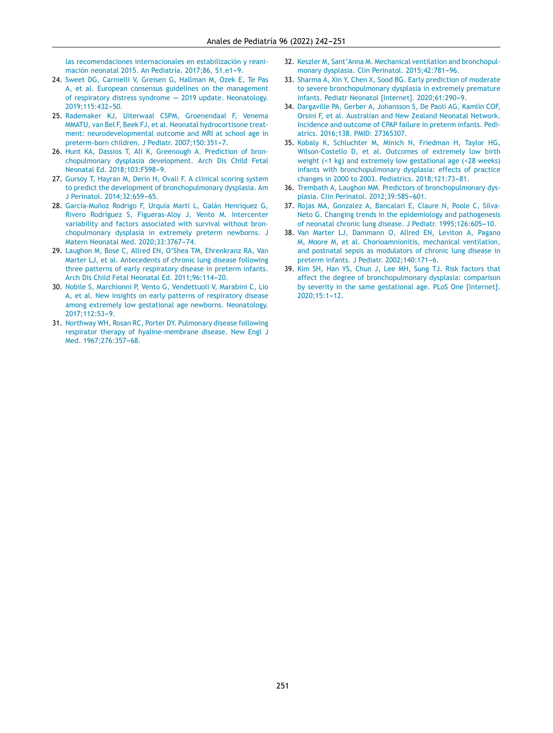las recomendaciones internacionales en estabilización y reanimación neonatal 2015. An Pediatría. 2017;86, 51.e1–9.

24. Sweet DG, Carnielli V, Greisen G, Hallman M, Ozek E, Te Pas A, et al. European consensus guidelines on the management of respiratory distress syndrome — 2019 update. Neonatology. 2019;115:432–50.
25. Rademaker KJ, Uiterwaal CSPM, Groenendaal F, Venema MMATU, van Bel F, Beek FJ, et al. Neonatal hydrocortisone treatment: neurodevelopmental outcome and MRI at school age in preterm-born children. J Pediatr. 2007;150:351–7.
26. Hunt KA, Dassios T, Ali K, Greenough A. Prediction of bronchopulmonary dysplasia development. Arch Dis Child Fetal Neonatal Ed. 2018;103:F598–9.
27. Gursoy T, Hayran M, Derin H, Ovali F. A clinical scoring system to predict the development of bronchopulmonary dysplasia. Am J Perinatol. 2014;32:659–65.
28. García-Muñoz Rodrigo F, Urquía Martí L, Galán Henríquez G, Rivero Rodríguez S, Figueras-Aloy J, Vento M. Intercenter variability and factors associated with survival without bronchopulmonary dysplasia in extremely preterm newborns. J Matern Neonatal Med. 2020;33:3767–74.
29. Laughon M, Bose C, Allred EN, O'Shea TM, Ehrenkranz RA, Van Marter LJ, et al. Antecedents of chronic lung disease following three patterns of early respiratory disease in preterm infants. Arch Dis Child Fetal Neonatal Ed. 2011;96:114–20.
30. Nobile S, Marchionni P, Vento G, Vendettuoli V, Marabini C, Lio A, et al. New insights on early patterns of respiratory disease among extremely low gestational age newborns. Neonatology. 2017;112:53–9.
31. Northway WH, Rosan RC, Porter DY. Pulmonary disease following respirator therapy of hyaline-membrane disease. New Engl J Med. 1967;276:357–68.
32. Keszler M, Sant'Anna M. Mechanical ventilation and bronchopulmonary dysplasia. Clin Perinatol. 2015;42:781–96.
33. Sharma A, Xin Y, Chen X, Sood BG. Early prediction of moderate to severe bronchopulmonary dysplasia in extremely premature infants. Pediatr Neonatol [Internet]. 2020;61:290–9.
34. Dargaville PA, Gerber A, Johansson S, De Paoli AG, Kamlin COF, Orsini F, et al. Australian and New Zealand Neonatal Network. Incidence and outcome of CPAP failure in preterm infants. Pediatrics. 2016;138. PMID: 27365307.
35. Kobaly K, Schluchter M, Minich N, Friedman H, Taylor HG, Wilson-Costello D, et al. Outcomes of extremely low birth weight (<1 kg) and extremely low gestational age (<28 weeks) infants with bronchopulmonary dysplasia: effects of practice changes in 2000 to 2003. Pediatrics. 2018;121:73–81.
36. Trembath A, Laughon MM. Predictors of bronchopulmonary dysplasia. Clin Perinatol. 2012;39:585–601.
37. Rojas MA, Gonzalez A, Bancalari E, Claure N, Poole C, Silva-Neto G. Changing trends in the epidemiology and pathogenesis of neonatal chronic lung disease. J Pediatr. 1995;126:605–10.
38. Van Marter LJ, Dammann O, Allred EN, Leviton A, Pagano M, Moore M, et al. Chorioamnionitis, mechanical ventilation, and postnatal sepsis as modulators of chronic lung disease in preterm infants. J Pediatr. 2002;140:171–6.
39. Kim SH, Han YS, Chun J, Lee MH, Sung TJ. Risk factors that affect the degree of bronchopulmonary dysplasia: comparison by severity in the same gestational age. PLoS One [Internet]. 2020;15:1–12.